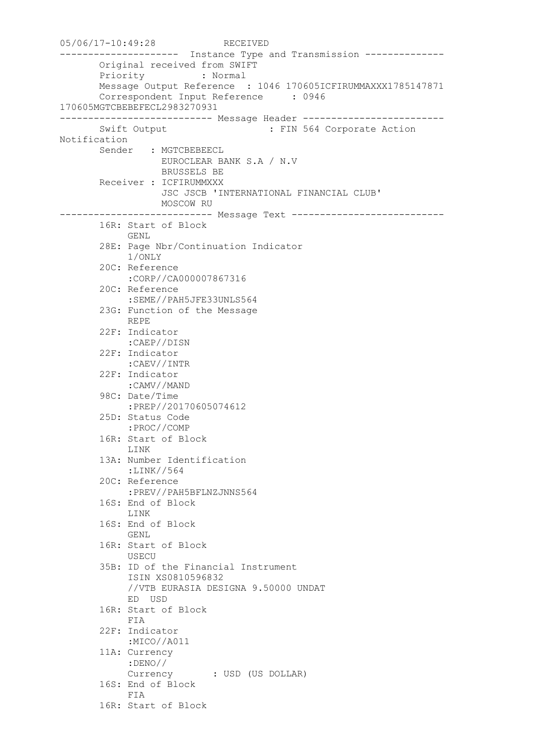```
05/06/17-10:49:28           RECEIVED
--------------------- Instance Type and Transmission --------------
       Original received from SWIFT
       Priority          : Normal
       Message Output Reference  : 1046 170605ICFIRUMMAXXX1785147871
       Correspondent Input Reference     : 0946
170605MGTCBEBEFECL2983270931
--------------------------- Message Header -------------------------
       Swift Output                  : FIN 564 Corporate Action
Notification
       Sender   : MGTCBEBEECL
                  EUROCLEAR BANK S.A / N.V
                  BRUSSELS BE
       Receiver : ICFIRUMMXXX
                  JSC JSCB 'INTERNATIONAL FINANCIAL CLUB'
                  MOSCOW RU
--------------------------- Message Text ---------------------------
       16R: Start of Block
            GENL
       28E: Page Nbr/Continuation Indicator
            1/ONLY
       20C: Reference
            :CORP//CA000007867316
       20C: Reference
            :SEME//PAH5JFE33UNLS564
       23G: Function of the Message
            REPE
       22F: Indicator
            :CAEP//DISN
       22F: Indicator
            :CAEV//INTR
       22F: Indicator
            :CAMV//MAND
       98C: Date/Time
            :PREP//20170605074612
       25D: Status Code
            :PROC//COMP
       16R: Start of Block
            LINK
       13A: Number Identification
            :LINK//564
       20C: Reference
            :PREV//PAH5BFLNZJNNS564
       16S: End of Block
            LINK
       16S: End of Block
            GENL
       16R: Start of Block
            USECU
       35B: ID of the Financial Instrument
            ISIN XS0810596832
            //VTB EURASIA DESIGNA 9.50000 UNDAT
            ED  USD
       16R: Start of Block
            FIA
       22F: Indicator
            :MICO//A011
       11A: Currency
            :DENO//
            Currency        : USD (US DOLLAR)
       16S: End of Block
            FIA
       16R: Start of Block
```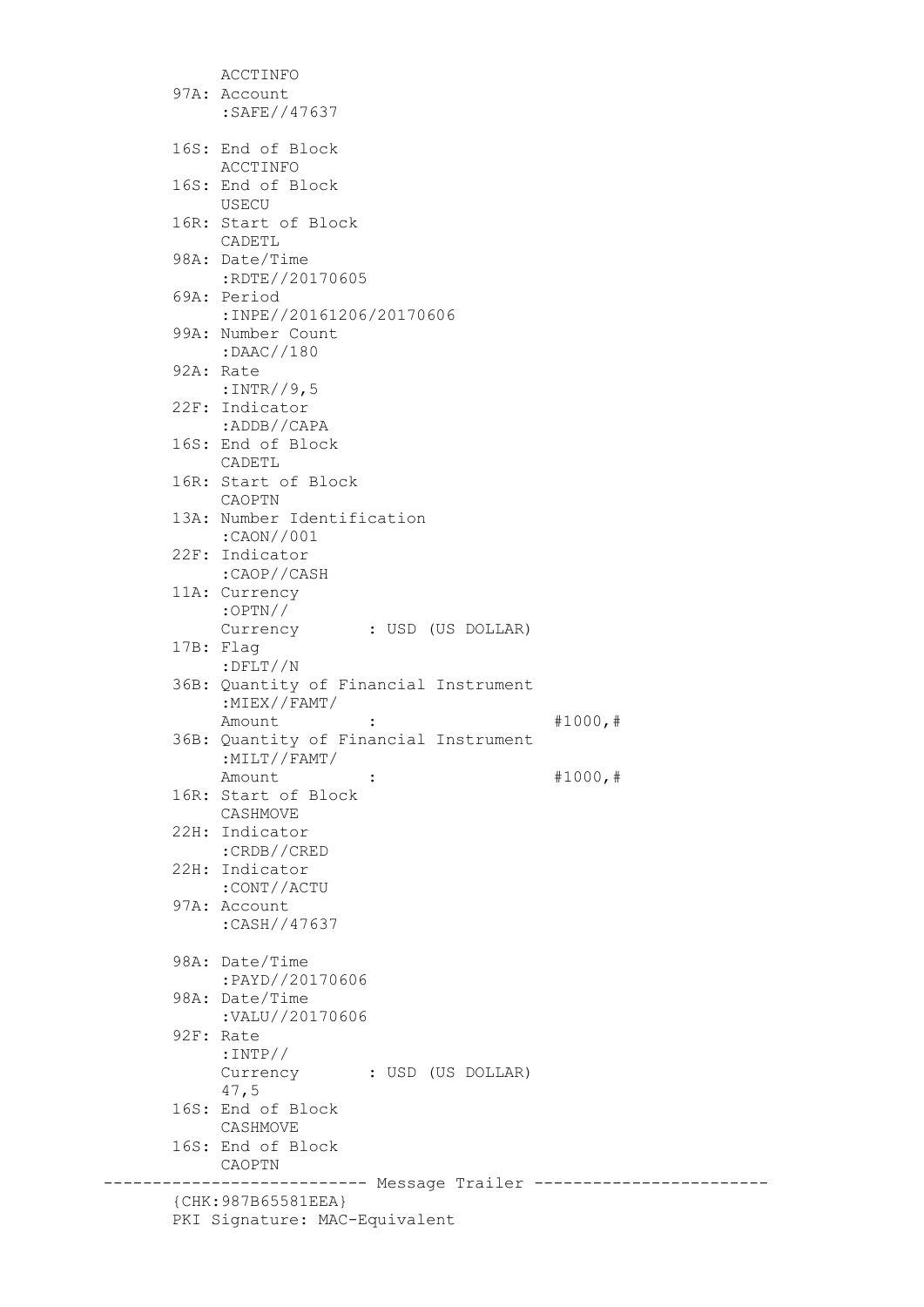```
        ACCTINFO
   97A: Account
        :SAFE//47637

   16S: End of Block
        ACCTINFO
   16S: End of Block
        USECU
   16R: Start of Block
        CADETL
   98A: Date/Time
        :RDTE//20170605
   69A: Period
        :INPE//20161206/20170606
   99A: Number Count
        :DAAC//180
   92A: Rate
        :INTR//9,5
   22F: Indicator
        :ADDB//CAPA
   16S: End of Block
        CADETL
   16R: Start of Block
        CAOPTN
   13A: Number Identification
        :CAON//001
   22F: Indicator
        :CAOP//CASH
   11A: Currency
        :OPTN//
        Currency       : USD (US DOLLAR)
   17B: Flag
        :DFLT//N
   36B: Quantity of Financial Instrument
        :MIEX//FAMT/
        Amount         :                   #1000,#
   36B: Quantity of Financial Instrument
        :MILT//FAMT/
        Amount         :                   #1000,#
   16R: Start of Block
        CASHMOVE
   22H: Indicator
        :CRDB//CRED
   22H: Indicator
        :CONT//ACTU
   97A: Account
        :CASH//47637

   98A: Date/Time
        :PAYD//20170606
   98A: Date/Time
        :VALU//20170606
   92F: Rate
        :INTP//
        Currency       : USD (US DOLLAR)
        47,5
   16S: End of Block
        CASHMOVE
   16S: End of Block
        CAOPTN
--------------------------- Message Trailer ------------------------
   {CHK:987B65581EEA}
   PKI Signature: MAC-Equivalent
```